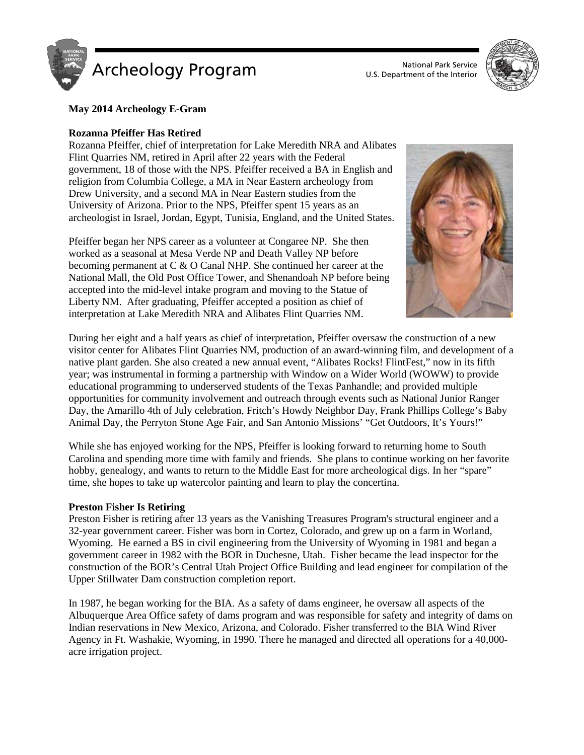# Archeology Program

National Park Service
U.S. Department of the Interior

**May 2014 Archeology E-Gram**

## Rozanna Pfeiffer Has Retired

Rozanna Pfeiffer, chief of interpretation for Lake Meredith NRA and Alibates Flint Quarries NM, retired in April after 22 years with the Federal government, 18 of those with the NPS. Pfeiffer received a BA in English and religion from Columbia College, a MA in Near Eastern archeology from Drew University, and a second MA in Near Eastern studies from the University of Arizona. Prior to the NPS, Pfeiffer spent 15 years as an archeologist in Israel, Jordan, Egypt, Tunisia, England, and the United States.

Pfeiffer began her NPS career as a volunteer at Congaree NP. She then worked as a seasonal at Mesa Verde NP and Death Valley NP before becoming permanent at C & O Canal NHP. She continued her career at the National Mall, the Old Post Office Tower, and Shenandoah NP before being accepted into the mid-level intake program and moving to the Statue of Liberty NM. After graduating, Pfeiffer accepted a position as chief of interpretation at Lake Meredith NRA and Alibates Flint Quarries NM.

During her eight and a half years as chief of interpretation, Pfeiffer oversaw the construction of a new visitor center for Alibates Flint Quarries NM, production of an award-winning film, and development of a native plant garden. She also created a new annual event, "Alibates Rocks! FlintFest," now in its fifth year; was instrumental in forming a partnership with Window on a Wider World (WOWW) to provide educational programming to underserved students of the Texas Panhandle; and provided multiple opportunities for community involvement and outreach through events such as National Junior Ranger Day, the Amarillo 4th of July celebration, Fritch's Howdy Neighbor Day, Frank Phillips College's Baby Animal Day, the Perryton Stone Age Fair, and San Antonio Missions' "Get Outdoors, It's Yours!"

While she has enjoyed working for the NPS, Pfeiffer is looking forward to returning home to South Carolina and spending more time with family and friends. She plans to continue working on her favorite hobby, genealogy, and wants to return to the Middle East for more archeological digs. In her "spare" time, she hopes to take up watercolor painting and learn to play the concertina.

## Preston Fisher Is Retiring

Preston Fisher is retiring after 13 years as the Vanishing Treasures Program's structural engineer and a 32-year government career. Fisher was born in Cortez, Colorado, and grew up on a farm in Worland, Wyoming. He earned a BS in civil engineering from the University of Wyoming in 1981 and began a government career in 1982 with the BOR in Duchesne, Utah. Fisher became the lead inspector for the construction of the BOR's Central Utah Project Office Building and lead engineer for compilation of the Upper Stillwater Dam construction completion report.

In 1987, he began working for the BIA. As a safety of dams engineer, he oversaw all aspects of the Albuquerque Area Office safety of dams program and was responsible for safety and integrity of dams on Indian reservations in New Mexico, Arizona, and Colorado. Fisher transferred to the BIA Wind River Agency in Ft. Washakie, Wyoming, in 1990. There he managed and directed all operations for a 40,000-acre irrigation project.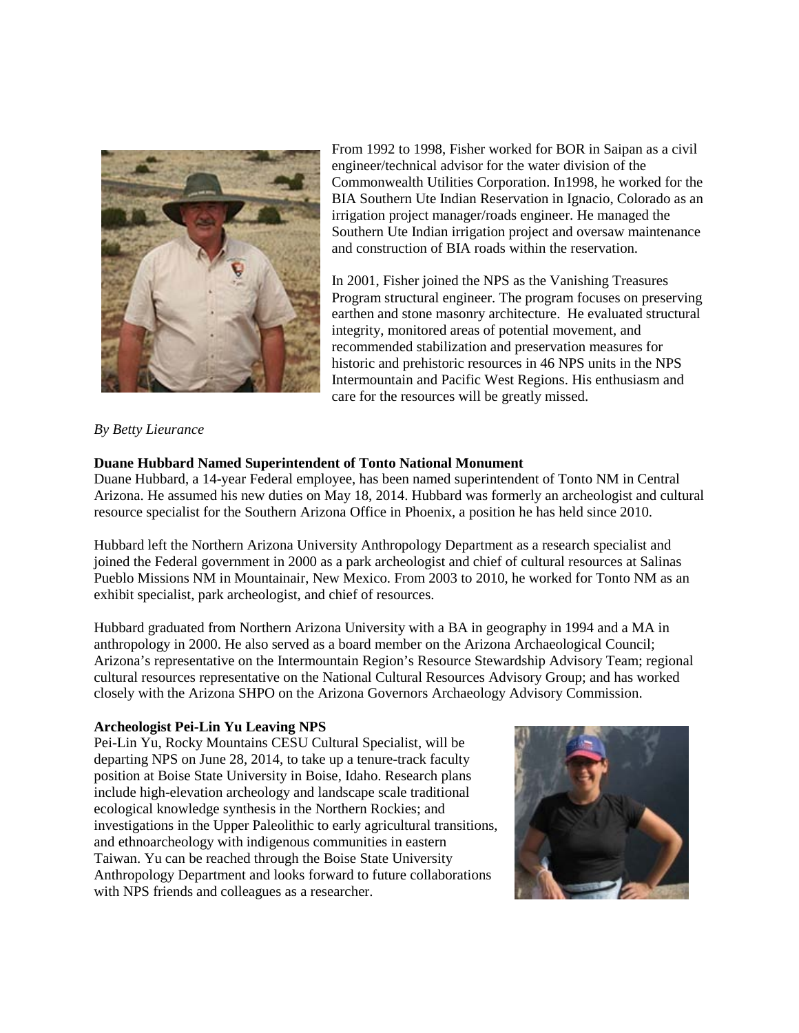From 1992 to 1998, Fisher worked for BOR in Saipan as a civil engineer/technical advisor for the water division of the Commonwealth Utilities Corporation. In1998, he worked for the BIA Southern Ute Indian Reservation in Ignacio, Colorado as an irrigation project manager/roads engineer. He managed the Southern Ute Indian irrigation project and oversaw maintenance and construction of BIA roads within the reservation.

In 2001, Fisher joined the NPS as the Vanishing Treasures Program structural engineer. The program focuses on preserving earthen and stone masonry architecture. He evaluated structural integrity, monitored areas of potential movement, and recommended stabilization and preservation measures for historic and prehistoric resources in 46 NPS units in the NPS Intermountain and Pacific West Regions. His enthusiasm and care for the resources will be greatly missed.

*By Betty Lieurance*

**Duane Hubbard Named Superintendent of Tonto National Monument**

Duane Hubbard, a 14-year Federal employee, has been named superintendent of Tonto NM in Central Arizona. He assumed his new duties on May 18, 2014. Hubbard was formerly an archeologist and cultural resource specialist for the Southern Arizona Office in Phoenix, a position he has held since 2010.

Hubbard left the Northern Arizona University Anthropology Department as a research specialist and joined the Federal government in 2000 as a park archeologist and chief of cultural resources at Salinas Pueblo Missions NM in Mountainair, New Mexico. From 2003 to 2010, he worked for Tonto NM as an exhibit specialist, park archeologist, and chief of resources.

Hubbard graduated from Northern Arizona University with a BA in geography in 1994 and a MA in anthropology in 2000. He also served as a board member on the Arizona Archaeological Council; Arizona's representative on the Intermountain Region's Resource Stewardship Advisory Team; regional cultural resources representative on the National Cultural Resources Advisory Group; and has worked closely with the Arizona SHPO on the Arizona Governors Archaeology Advisory Commission.

**Archeologist Pei-Lin Yu Leaving NPS**

Pei-Lin Yu, Rocky Mountains CESU Cultural Specialist, will be departing NPS on June 28, 2014, to take up a tenure-track faculty position at Boise State University in Boise, Idaho. Research plans include high-elevation archeology and landscape scale traditional ecological knowledge synthesis in the Northern Rockies; and investigations in the Upper Paleolithic to early agricultural transitions, and ethnoarcheology with indigenous communities in eastern Taiwan. Yu can be reached through the Boise State University Anthropology Department and looks forward to future collaborations with NPS friends and colleagues as a researcher.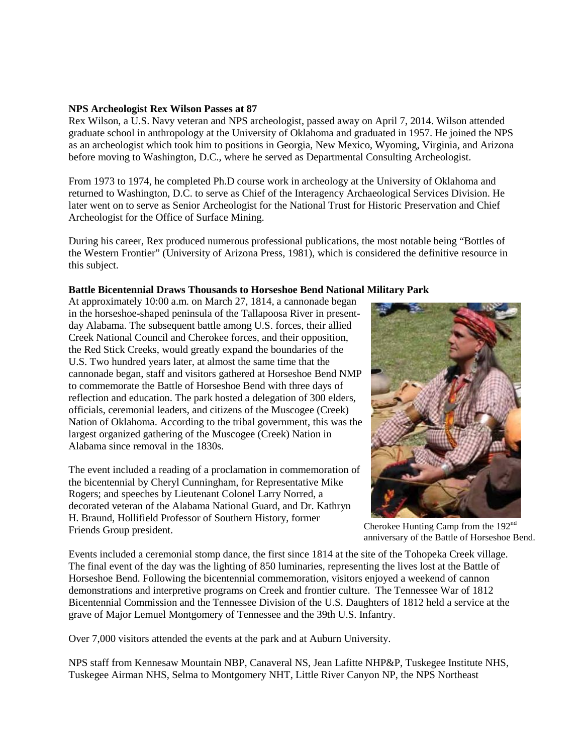**NPS Archeologist Rex Wilson Passes at 87**

Rex Wilson, a U.S. Navy veteran and NPS archeologist, passed away on April 7, 2014. Wilson attended graduate school in anthropology at the University of Oklahoma and graduated in 1957. He joined the NPS as an archeologist which took him to positions in Georgia, New Mexico, Wyoming, Virginia, and Arizona before moving to Washington, D.C., where he served as Departmental Consulting Archeologist.

From 1973 to 1974, he completed Ph.D course work in archeology at the University of Oklahoma and returned to Washington, D.C. to serve as Chief of the Interagency Archaeological Services Division. He later went on to serve as Senior Archeologist for the National Trust for Historic Preservation and Chief Archeologist for the Office of Surface Mining.

During his career, Rex produced numerous professional publications, the most notable being "Bottles of the Western Frontier" (University of Arizona Press, 1981), which is considered the definitive resource in this subject.

**Battle Bicentennial Draws Thousands to Horseshoe Bend National Military Park**

At approximately 10:00 a.m. on March 27, 1814, a cannonade began in the horseshoe-shaped peninsula of the Tallapoosa River in present-day Alabama. The subsequent battle among U.S. forces, their allied Creek National Council and Cherokee forces, and their opposition, the Red Stick Creeks, would greatly expand the boundaries of the U.S. Two hundred years later, at almost the same time that the cannonade began, staff and visitors gathered at Horseshoe Bend NMP to commemorate the Battle of Horseshoe Bend with three days of reflection and education. The park hosted a delegation of 300 elders, officials, ceremonial leaders, and citizens of the Muscogee (Creek) Nation of Oklahoma. According to the tribal government, this was the largest organized gathering of the Muscogee (Creek) Nation in Alabama since removal in the 1830s.

The event included a reading of a proclamation in commemoration of the bicentennial by Cheryl Cunningham, for Representative Mike Rogers; and speeches by Lieutenant Colonel Larry Norred, a decorated veteran of the Alabama National Guard, and Dr. Kathryn H. Braund, Hollifield Professor of Southern History, former Friends Group president.

Cherokee Hunting Camp from the 192nd anniversary of the Battle of Horseshoe Bend.

Events included a ceremonial stomp dance, the first since 1814 at the site of the Tohopeka Creek village. The final event of the day was the lighting of 850 luminaries, representing the lives lost at the Battle of Horseshoe Bend. Following the bicentennial commemoration, visitors enjoyed a weekend of cannon demonstrations and interpretive programs on Creek and frontier culture. The Tennessee War of 1812 Bicentennial Commission and the Tennessee Division of the U.S. Daughters of 1812 held a service at the grave of Major Lemuel Montgomery of Tennessee and the 39th U.S. Infantry.

Over 7,000 visitors attended the events at the park and at Auburn University.

NPS staff from Kennesaw Mountain NBP, Canaveral NS, Jean Lafitte NHP&P, Tuskegee Institute NHS, Tuskegee Airman NHS, Selma to Montgomery NHT, Little River Canyon NP, the NPS Northeast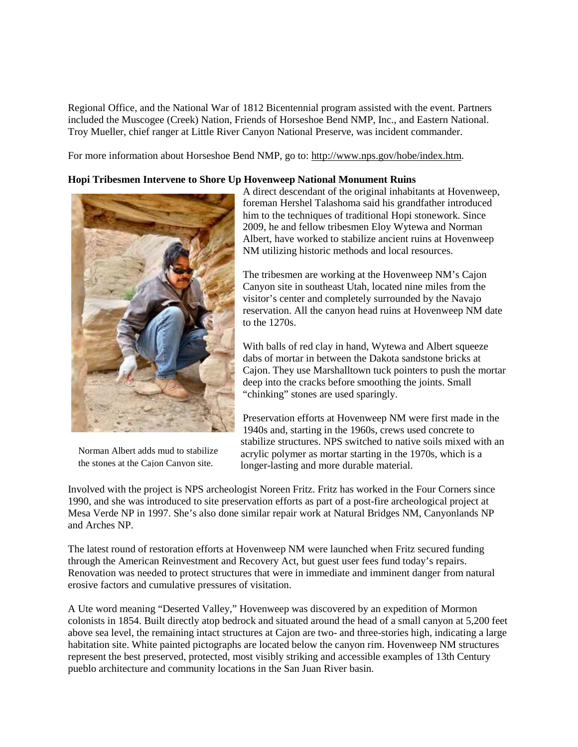Regional Office, and the National War of 1812 Bicentennial program assisted with the event. Partners included the Muscogee (Creek) Nation, Friends of Horseshoe Bend NMP, Inc., and Eastern National. Troy Mueller, chief ranger at Little River Canyon National Preserve, was incident commander.

For more information about Horseshoe Bend NMP, go to: http://www.nps.gov/hobe/index.htm.

**Hopi Tribesmen Intervene to Shore Up Hovenweep National Monument Ruins**

A direct descendant of the original inhabitants at Hovenweep, foreman Hershel Talashoma said his grandfather introduced him to the techniques of traditional Hopi stonework. Since 2009, he and fellow tribesmen Eloy Wytewa and Norman Albert, have worked to stabilize ancient ruins at Hovenweep NM utilizing historic methods and local resources.

The tribesmen are working at the Hovenweep NM's Cajon Canyon site in southeast Utah, located nine miles from the visitor's center and completely surrounded by the Navajo reservation. All the canyon head ruins at Hovenweep NM date to the 1270s.

With balls of red clay in hand, Wytewa and Albert squeeze dabs of mortar in between the Dakota sandstone bricks at Cajon. They use Marshalltown tuck pointers to push the mortar deep into the cracks before smoothing the joints. Small "chinking" stones are used sparingly.

Preservation efforts at Hovenweep NM were first made in the 1940s and, starting in the 1960s, crews used concrete to stabilize structures. NPS switched to native soils mixed with an acrylic polymer as mortar starting in the 1970s, which is a longer-lasting and more durable material.

Norman Albert adds mud to stabilize the stones at the Cajon Canyon site.

Involved with the project is NPS archeologist Noreen Fritz. Fritz has worked in the Four Corners since 1990, and she was introduced to site preservation efforts as part of a post-fire archeological project at Mesa Verde NP in 1997. She's also done similar repair work at Natural Bridges NM, Canyonlands NP and Arches NP.

The latest round of restoration efforts at Hovenweep NM were launched when Fritz secured funding through the American Reinvestment and Recovery Act, but guest user fees fund today's repairs. Renovation was needed to protect structures that were in immediate and imminent danger from natural erosive factors and cumulative pressures of visitation.

A Ute word meaning "Deserted Valley," Hovenweep was discovered by an expedition of Mormon colonists in 1854. Built directly atop bedrock and situated around the head of a small canyon at 5,200 feet above sea level, the remaining intact structures at Cajon are two- and three-stories high, indicating a large habitation site. White painted pictographs are located below the canyon rim. Hovenweep NM structures represent the best preserved, protected, most visibly striking and accessible examples of 13th Century pueblo architecture and community locations in the San Juan River basin.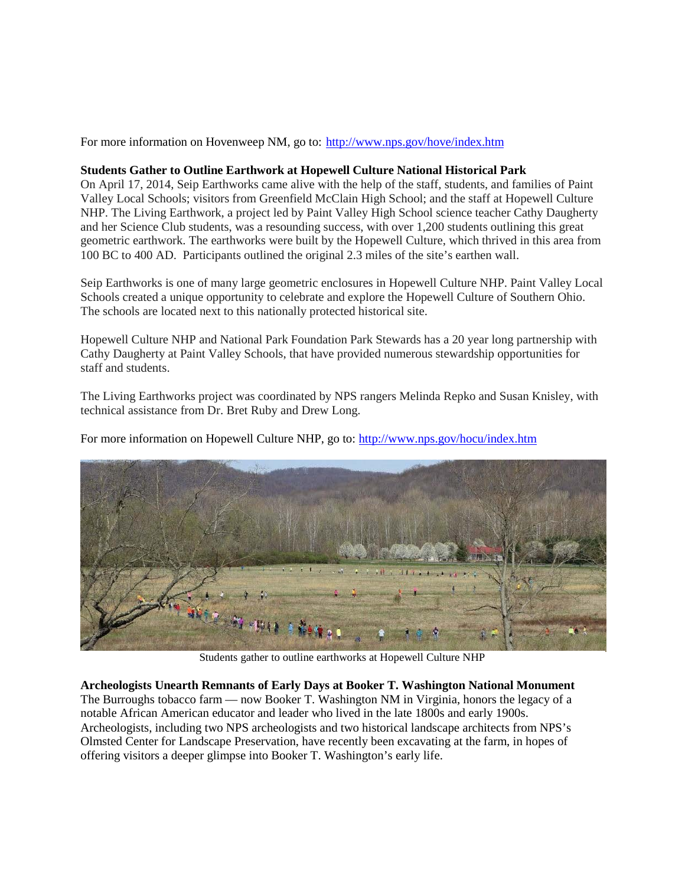For more information on Hovenweep NM, go to: http://www.nps.gov/hove/index.htm

**Students Gather to Outline Earthwork at Hopewell Culture National Historical Park**

On April 17, 2014, Seip Earthworks came alive with the help of the staff, students, and families of Paint Valley Local Schools; visitors from Greenfield McClain High School; and the staff at Hopewell Culture NHP. The Living Earthwork, a project led by Paint Valley High School science teacher Cathy Daugherty and her Science Club students, was a resounding success, with over 1,200 students outlining this great geometric earthwork. The earthworks were built by the Hopewell Culture, which thrived in this area from 100 BC to 400 AD. Participants outlined the original 2.3 miles of the site's earthen wall.

Seip Earthworks is one of many large geometric enclosures in Hopewell Culture NHP. Paint Valley Local Schools created a unique opportunity to celebrate and explore the Hopewell Culture of Southern Ohio. The schools are located next to this nationally protected historical site.

Hopewell Culture NHP and National Park Foundation Park Stewards has a 20 year long partnership with Cathy Daugherty at Paint Valley Schools, that have provided numerous stewardship opportunities for staff and students.

The Living Earthworks project was coordinated by NPS rangers Melinda Repko and Susan Knisley, with technical assistance from Dr. Bret Ruby and Drew Long.

For more information on Hopewell Culture NHP, go to: http://www.nps.gov/hocu/index.htm

Students gather to outline earthworks at Hopewell Culture NHP

**Archeologists Unearth Remnants of Early Days at Booker T. Washington National Monument**

The Burroughs tobacco farm — now Booker T. Washington NM in Virginia, honors the legacy of a notable African American educator and leader who lived in the late 1800s and early 1900s. Archeologists, including two NPS archeologists and two historical landscape architects from NPS's Olmsted Center for Landscape Preservation, have recently been excavating at the farm, in hopes of offering visitors a deeper glimpse into Booker T. Washington's early life.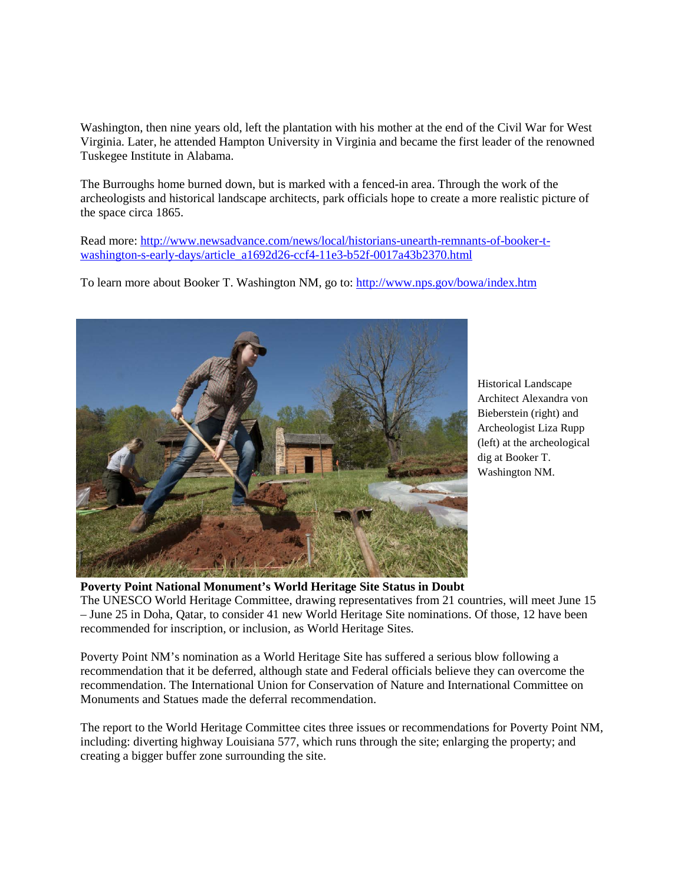Washington, then nine years old, left the plantation with his mother at the end of the Civil War for West Virginia. Later, he attended Hampton University in Virginia and became the first leader of the renowned Tuskegee Institute in Alabama.

The Burroughs home burned down, but is marked with a fenced-in area. Through the work of the archeologists and historical landscape architects, park officials hope to create a more realistic picture of the space circa 1865.

Read more: [http://www.newsadvance.com/news/local/historians-unearth-remnants-of-booker-t-washington-s-early-days/article_a1692d26-ccf4-11e3-b52f-0017a43b2370.html](http://www.newsadvance.com/news/local/historians-unearth-remnants-of-booker-t-washington-s-early-days/article_a1692d26-ccf4-11e3-b52f-0017a43b2370.html)

To learn more about Booker T. Washington NM, go to: [http://www.nps.gov/bowa/index.htm](http://www.nps.gov/bowa/index.htm)

Historical Landscape Architect Alexandra von Bieberstein (right) and Archeologist Liza Rupp (left) at the archeological dig at Booker T. Washington NM.

**Poverty Point National Monument's World Heritage Site Status in Doubt**

The UNESCO World Heritage Committee, drawing representatives from 21 countries, will meet June 15 – June 25 in Doha, Qatar, to consider 41 new World Heritage Site nominations. Of those, 12 have been recommended for inscription, or inclusion, as World Heritage Sites.

Poverty Point NM's nomination as a World Heritage Site has suffered a serious blow following a recommendation that it be deferred, although state and Federal officials believe they can overcome the recommendation. The International Union for Conservation of Nature and International Committee on Monuments and Statues made the deferral recommendation.

The report to the World Heritage Committee cites three issues or recommendations for Poverty Point NM, including: diverting highway Louisiana 577, which runs through the site; enlarging the property; and creating a bigger buffer zone surrounding the site.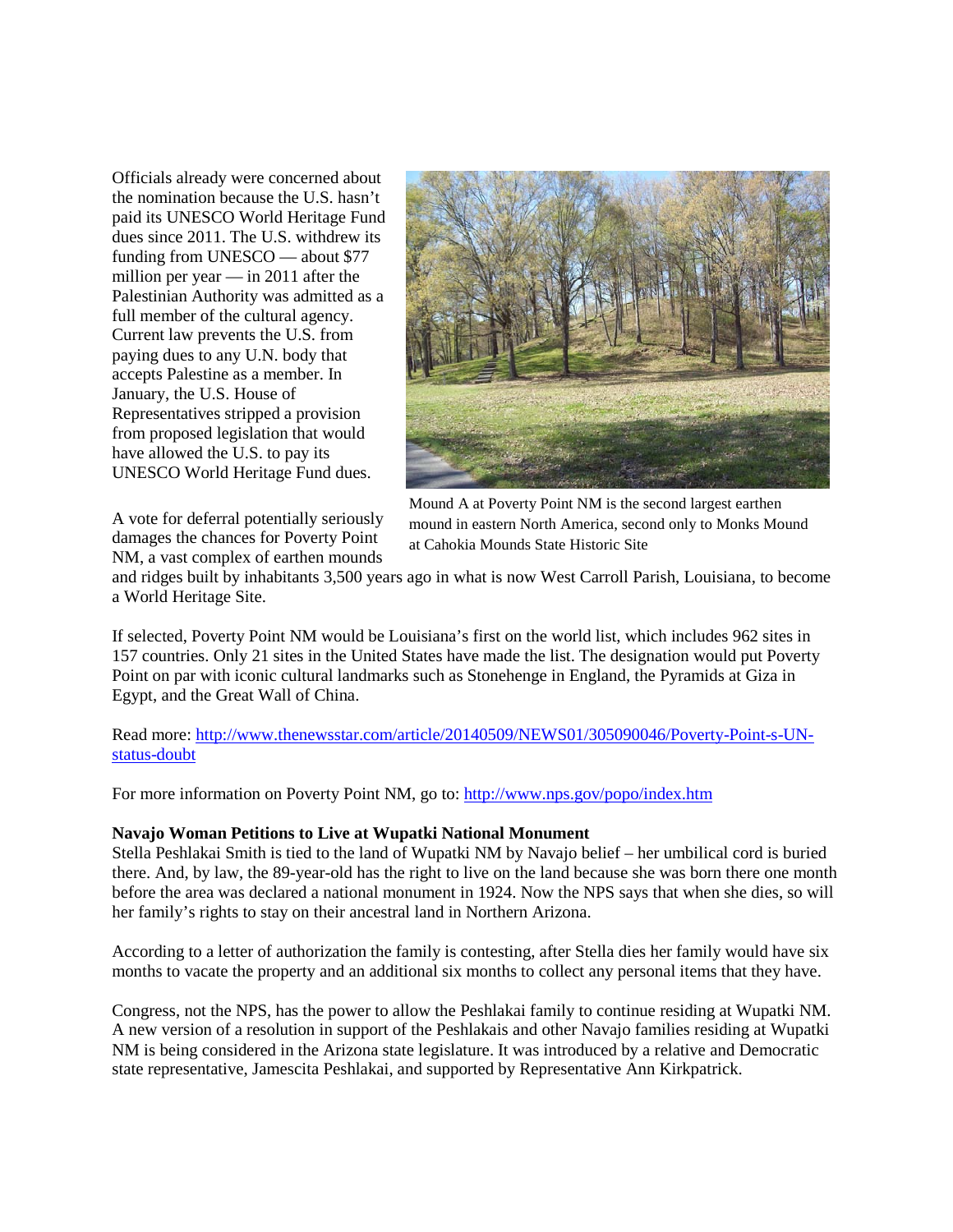Officials already were concerned about the nomination because the U.S. hasn't paid its UNESCO World Heritage Fund dues since 2011. The U.S. withdrew its funding from UNESCO — about $77 million per year — in 2011 after the Palestinian Authority was admitted as a full member of the cultural agency. Current law prevents the U.S. from paying dues to any U.N. body that accepts Palestine as a member. In January, the U.S. House of Representatives stripped a provision from proposed legislation that would have allowed the U.S. to pay its UNESCO World Heritage Fund dues.

Mound A at Poverty Point NM is the second largest earthen mound in eastern North America, second only to Monks Mound at Cahokia Mounds State Historic Site

A vote for deferral potentially seriously damages the chances for Poverty Point NM, a vast complex of earthen mounds and ridges built by inhabitants 3,500 years ago in what is now West Carroll Parish, Louisiana, to become a World Heritage Site.

If selected, Poverty Point NM would be Louisiana's first on the world list, which includes 962 sites in 157 countries. Only 21 sites in the United States have made the list. The designation would put Poverty Point on par with iconic cultural landmarks such as Stonehenge in England, the Pyramids at Giza in Egypt, and the Great Wall of China.

Read more: [http://www.thenewsstar.com/article/20140509/NEWS01/305090046/Poverty-Point-s-UN-status-doubt](http://www.thenewsstar.com/article/20140509/NEWS01/305090046/Poverty-Point-s-UN-status-doubt)

For more information on Poverty Point NM, go to: [http://www.nps.gov/popo/index.htm](http://www.nps.gov/popo/index.htm)

**Navajo Woman Petitions to Live at Wupatki National Monument**

Stella Peshlakai Smith is tied to the land of Wupatki NM by Navajo belief – her umbilical cord is buried there. And, by law, the 89-year-old has the right to live on the land because she was born there one month before the area was declared a national monument in 1924. Now the NPS says that when she dies, so will her family's rights to stay on their ancestral land in Northern Arizona.

According to a letter of authorization the family is contesting, after Stella dies her family would have six months to vacate the property and an additional six months to collect any personal items that they have.

Congress, not the NPS, has the power to allow the Peshlakai family to continue residing at Wupatki NM. A new version of a resolution in support of the Peshlakais and other Navajo families residing at Wupatki NM is being considered in the Arizona state legislature. It was introduced by a relative and Democratic state representative, Jamescita Peshlakai, and supported by Representative Ann Kirkpatrick.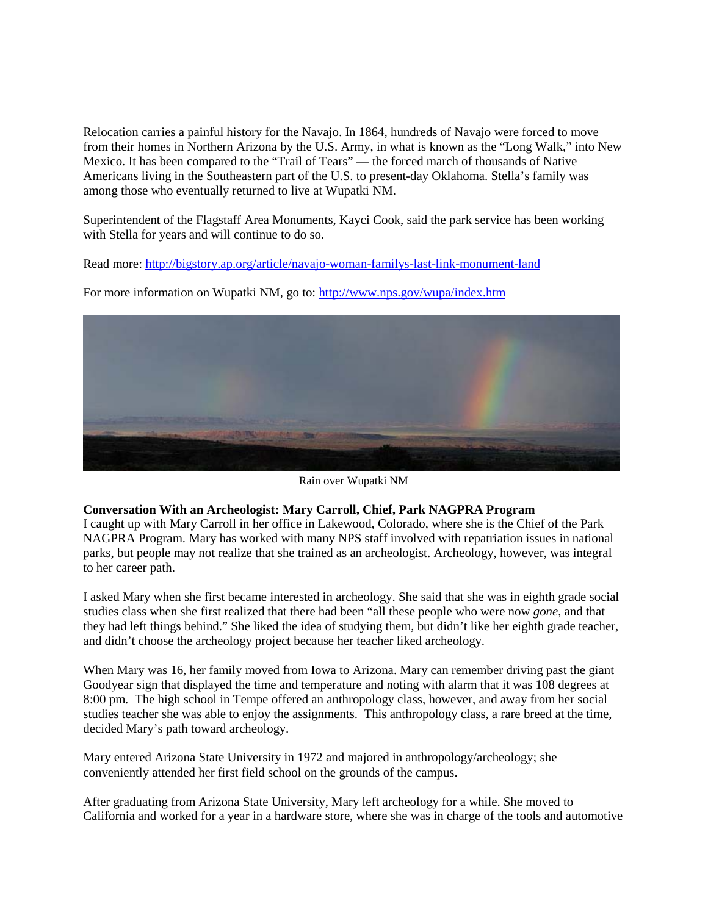Relocation carries a painful history for the Navajo. In 1864, hundreds of Navajo were forced to move from their homes in Northern Arizona by the U.S. Army, in what is known as the "Long Walk," into New Mexico. It has been compared to the "Trail of Tears" — the forced march of thousands of Native Americans living in the Southeastern part of the U.S. to present-day Oklahoma. Stella's family was among those who eventually returned to live at Wupatki NM.

Superintendent of the Flagstaff Area Monuments, Kayci Cook, said the park service has been working with Stella for years and will continue to do so.

Read more: [http://bigstory.ap.org/article/navajo-woman-familys-last-link-monument-land](http://bigstory.ap.org/article/navajo-woman-familys-last-link-monument-land)

For more information on Wupatki NM, go to: [http://www.nps.gov/wupa/index.htm](http://www.nps.gov/wupa/index.htm)

Rain over Wupatki NM

**Conversation With an Archeologist: Mary Carroll, Chief, Park NAGPRA Program**

I caught up with Mary Carroll in her office in Lakewood, Colorado, where she is the Chief of the Park NAGPRA Program. Mary has worked with many NPS staff involved with repatriation issues in national parks, but people may not realize that she trained as an archeologist. Archeology, however, was integral to her career path.

I asked Mary when she first became interested in archeology. She said that she was in eighth grade social studies class when she first realized that there had been "all these people who were now *gone*, and that they had left things behind." She liked the idea of studying them, but didn't like her eighth grade teacher, and didn't choose the archeology project because her teacher liked archeology.

When Mary was 16, her family moved from Iowa to Arizona. Mary can remember driving past the giant Goodyear sign that displayed the time and temperature and noting with alarm that it was 108 degrees at 8:00 pm. The high school in Tempe offered an anthropology class, however, and away from her social studies teacher she was able to enjoy the assignments. This anthropology class, a rare breed at the time, decided Mary's path toward archeology.

Mary entered Arizona State University in 1972 and majored in anthropology/archeology; she conveniently attended her first field school on the grounds of the campus.

After graduating from Arizona State University, Mary left archeology for a while. She moved to California and worked for a year in a hardware store, where she was in charge of the tools and automotive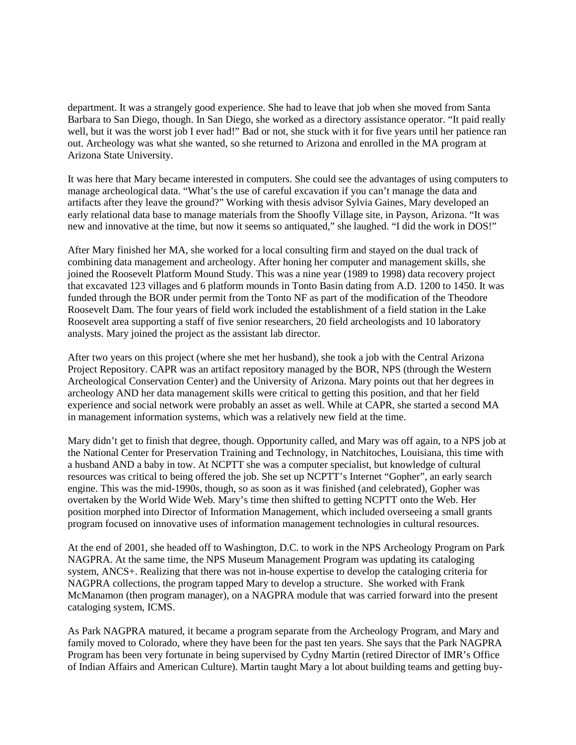department. It was a strangely good experience. She had to leave that job when she moved from Santa Barbara to San Diego, though. In San Diego, she worked as a directory assistance operator. "It paid really well, but it was the worst job I ever had!" Bad or not, she stuck with it for five years until her patience ran out. Archeology was what she wanted, so she returned to Arizona and enrolled in the MA program at Arizona State University.

It was here that Mary became interested in computers. She could see the advantages of using computers to manage archeological data. "What's the use of careful excavation if you can't manage the data and artifacts after they leave the ground?" Working with thesis advisor Sylvia Gaines, Mary developed an early relational data base to manage materials from the Shoofly Village site, in Payson, Arizona. "It was new and innovative at the time, but now it seems so antiquated," she laughed. "I did the work in DOS!"

After Mary finished her MA, she worked for a local consulting firm and stayed on the dual track of combining data management and archeology. After honing her computer and management skills, she joined the Roosevelt Platform Mound Study. This was a nine year (1989 to 1998) data recovery project that excavated 123 villages and 6 platform mounds in Tonto Basin dating from A.D. 1200 to 1450. It was funded through the BOR under permit from the Tonto NF as part of the modification of the Theodore Roosevelt Dam. The four years of field work included the establishment of a field station in the Lake Roosevelt area supporting a staff of five senior researchers, 20 field archeologists and 10 laboratory analysts. Mary joined the project as the assistant lab director.

After two years on this project (where she met her husband), she took a job with the Central Arizona Project Repository. CAPR was an artifact repository managed by the BOR, NPS (through the Western Archeological Conservation Center) and the University of Arizona. Mary points out that her degrees in archeology AND her data management skills were critical to getting this position, and that her field experience and social network were probably an asset as well. While at CAPR, she started a second MA in management information systems, which was a relatively new field at the time.

Mary didn't get to finish that degree, though. Opportunity called, and Mary was off again, to a NPS job at the National Center for Preservation Training and Technology, in Natchitoches, Louisiana, this time with a husband AND a baby in tow. At NCPTT she was a computer specialist, but knowledge of cultural resources was critical to being offered the job. She set up NCPTT's Internet "Gopher", an early search engine. This was the mid-1990s, though, so as soon as it was finished (and celebrated), Gopher was overtaken by the World Wide Web. Mary's time then shifted to getting NCPTT onto the Web. Her position morphed into Director of Information Management, which included overseeing a small grants program focused on innovative uses of information management technologies in cultural resources.

At the end of 2001, she headed off to Washington, D.C. to work in the NPS Archeology Program on Park NAGPRA. At the same time, the NPS Museum Management Program was updating its cataloging system, ANCS+. Realizing that there was not in-house expertise to develop the cataloging criteria for NAGPRA collections, the program tapped Mary to develop a structure. She worked with Frank McManamon (then program manager), on a NAGPRA module that was carried forward into the present cataloging system, ICMS.

As Park NAGPRA matured, it became a program separate from the Archeology Program, and Mary and family moved to Colorado, where they have been for the past ten years. She says that the Park NAGPRA Program has been very fortunate in being supervised by Cydny Martin (retired Director of IMR's Office of Indian Affairs and American Culture). Martin taught Mary a lot about building teams and getting buy-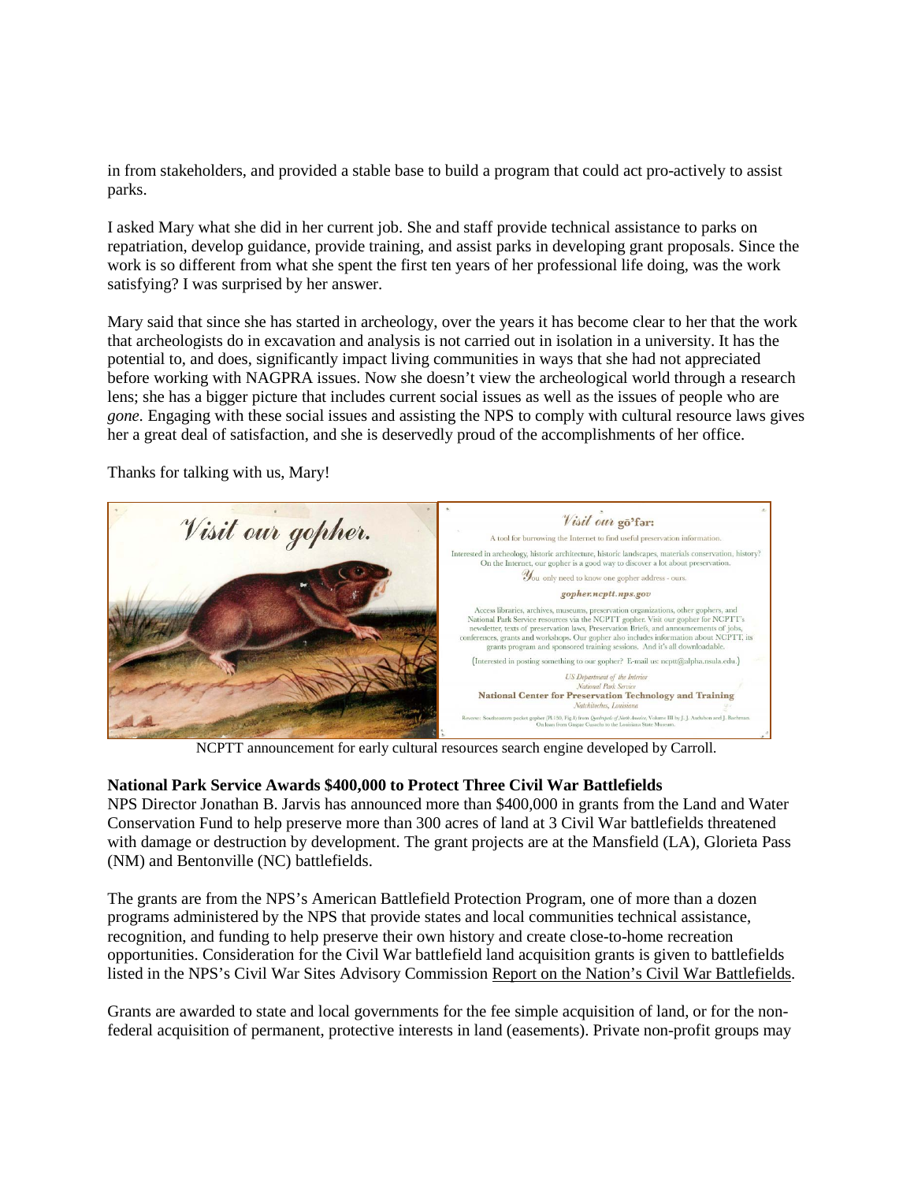in from stakeholders, and provided a stable base to build a program that could act pro-actively to assist parks.

I asked Mary what she did in her current job. She and staff provide technical assistance to parks on repatriation, develop guidance, provide training, and assist parks in developing grant proposals. Since the work is so different from what she spent the first ten years of her professional life doing, was the work satisfying? I was surprised by her answer.

Mary said that since she has started in archeology, over the years it has become clear to her that the work that archeologists do in excavation and analysis is not carried out in isolation in a university. It has the potential to, and does, significantly impact living communities in ways that she had not appreciated before working with NAGPRA issues. Now she doesn't view the archeological world through a research lens; she has a bigger picture that includes current social issues as well as the issues of people who are *gone*. Engaging with these social issues and assisting the NPS to comply with cultural resource laws gives her a great deal of satisfaction, and she is deservedly proud of the accomplishments of her office.

Thanks for talking with us, Mary!

NCPTT announcement for early cultural resources search engine developed by Carroll.

**National Park Service Awards $400,000 to Protect Three Civil War Battlefields**

NPS Director Jonathan B. Jarvis has announced more than $400,000 in grants from the Land and Water Conservation Fund to help preserve more than 300 acres of land at 3 Civil War battlefields threatened with damage or destruction by development. The grant projects are at the Mansfield (LA), Glorieta Pass (NM) and Bentonville (NC) battlefields.

The grants are from the NPS's American Battlefield Protection Program, one of more than a dozen programs administered by the NPS that provide states and local communities technical assistance, recognition, and funding to help preserve their own history and create close-to-home recreation opportunities. Consideration for the Civil War battlefield land acquisition grants is given to battlefields listed in the NPS's Civil War Sites Advisory Commission Report on the Nation's Civil War Battlefields.

Grants are awarded to state and local governments for the fee simple acquisition of land, or for the non-federal acquisition of permanent, protective interests in land (easements). Private non-profit groups may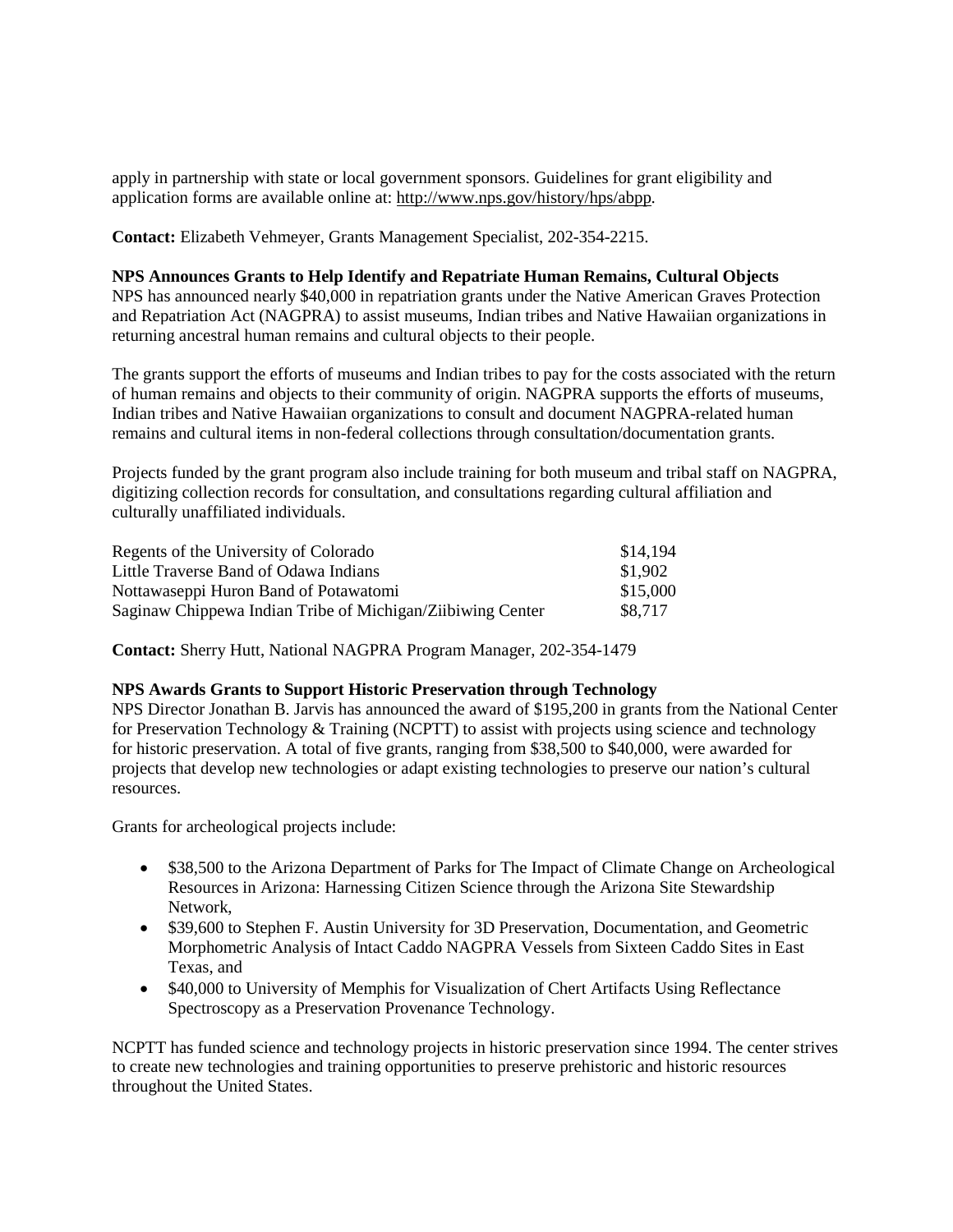apply in partnership with state or local government sponsors. Guidelines for grant eligibility and application forms are available online at: http://www.nps.gov/history/hps/abpp.

**Contact:** Elizabeth Vehmeyer, Grants Management Specialist, 202-354-2215.

**NPS Announces Grants to Help Identify and Repatriate Human Remains, Cultural Objects**
NPS has announced nearly $40,000 in repatriation grants under the Native American Graves Protection and Repatriation Act (NAGPRA) to assist museums, Indian tribes and Native Hawaiian organizations in returning ancestral human remains and cultural objects to their people.

The grants support the efforts of museums and Indian tribes to pay for the costs associated with the return of human remains and objects to their community of origin. NAGPRA supports the efforts of museums, Indian tribes and Native Hawaiian organizations to consult and document NAGPRA-related human remains and cultural items in non-federal collections through consultation/documentation grants.

Projects funded by the grant program also include training for both museum and tribal staff on NAGPRA, digitizing collection records for consultation, and consultations regarding cultural affiliation and culturally unaffiliated individuals.

| | |
|---|---|
| Regents of the University of Colorado | $14,194 |
| Little Traverse Band of Odawa Indians | $1,902 |
| Nottawaseppi Huron Band of Potawatomi | $15,000 |
| Saginaw Chippewa Indian Tribe of Michigan/Ziibiwing Center | $8,717 |

**Contact:** Sherry Hutt, National NAGPRA Program Manager, 202-354-1479

**NPS Awards Grants to Support Historic Preservation through Technology**
NPS Director Jonathan B. Jarvis has announced the award of $195,200 in grants from the National Center for Preservation Technology & Training (NCPTT) to assist with projects using science and technology for historic preservation. A total of five grants, ranging from $38,500 to $40,000, were awarded for projects that develop new technologies or adapt existing technologies to preserve our nation's cultural resources.

Grants for archeological projects include:

- $38,500 to the Arizona Department of Parks for The Impact of Climate Change on Archeological Resources in Arizona: Harnessing Citizen Science through the Arizona Site Stewardship Network,
- $39,600 to Stephen F. Austin University for 3D Preservation, Documentation, and Geometric Morphometric Analysis of Intact Caddo NAGPRA Vessels from Sixteen Caddo Sites in East Texas, and
- $40,000 to University of Memphis for Visualization of Chert Artifacts Using Reflectance Spectroscopy as a Preservation Provenance Technology.

NCPTT has funded science and technology projects in historic preservation since 1994. The center strives to create new technologies and training opportunities to preserve prehistoric and historic resources throughout the United States.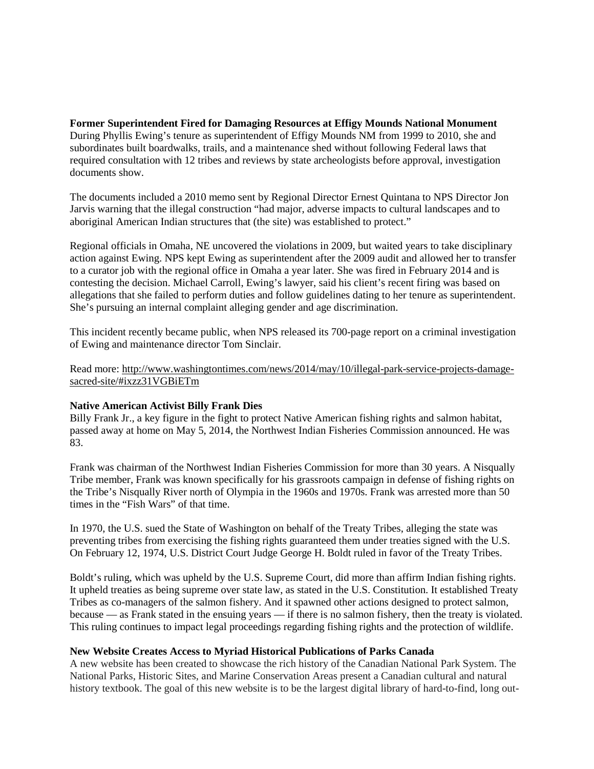**Former Superintendent Fired for Damaging Resources at Effigy Mounds National Monument**

During Phyllis Ewing's tenure as superintendent of Effigy Mounds NM from 1999 to 2010, she and subordinates built boardwalks, trails, and a maintenance shed without following Federal laws that required consultation with 12 tribes and reviews by state archeologists before approval, investigation documents show.

The documents included a 2010 memo sent by Regional Director Ernest Quintana to NPS Director Jon Jarvis warning that the illegal construction "had major, adverse impacts to cultural landscapes and to aboriginal American Indian structures that (the site) was established to protect."

Regional officials in Omaha, NE uncovered the violations in 2009, but waited years to take disciplinary action against Ewing. NPS kept Ewing as superintendent after the 2009 audit and allowed her to transfer to a curator job with the regional office in Omaha a year later. She was fired in February 2014 and is contesting the decision. Michael Carroll, Ewing's lawyer, said his client's recent firing was based on allegations that she failed to perform duties and follow guidelines dating to her tenure as superintendent. She's pursuing an internal complaint alleging gender and age discrimination.

This incident recently became public, when NPS released its 700-page report on a criminal investigation of Ewing and maintenance director Tom Sinclair.

Read more: http://www.washingtontimes.com/news/2014/may/10/illegal-park-service-projects-damage-sacred-site/#ixzz31VGBiETm

**Native American Activist Billy Frank Dies**

Billy Frank Jr., a key figure in the fight to protect Native American fishing rights and salmon habitat, passed away at home on May 5, 2014, the Northwest Indian Fisheries Commission announced. He was 83.

Frank was chairman of the Northwest Indian Fisheries Commission for more than 30 years. A Nisqually Tribe member, Frank was known specifically for his grassroots campaign in defense of fishing rights on the Tribe's Nisqually River north of Olympia in the 1960s and 1970s. Frank was arrested more than 50 times in the "Fish Wars" of that time.

In 1970, the U.S. sued the State of Washington on behalf of the Treaty Tribes, alleging the state was preventing tribes from exercising the fishing rights guaranteed them under treaties signed with the U.S. On February 12, 1974, U.S. District Court Judge George H. Boldt ruled in favor of the Treaty Tribes.

Boldt's ruling, which was upheld by the U.S. Supreme Court, did more than affirm Indian fishing rights. It upheld treaties as being supreme over state law, as stated in the U.S. Constitution. It established Treaty Tribes as co-managers of the salmon fishery. And it spawned other actions designed to protect salmon, because — as Frank stated in the ensuing years — if there is no salmon fishery, then the treaty is violated. This ruling continues to impact legal proceedings regarding fishing rights and the protection of wildlife.

**New Website Creates Access to Myriad Historical Publications of Parks Canada**

A new website has been created to showcase the rich history of the Canadian National Park System. The National Parks, Historic Sites, and Marine Conservation Areas present a Canadian cultural and natural history textbook. The goal of this new website is to be the largest digital library of hard-to-find, long out-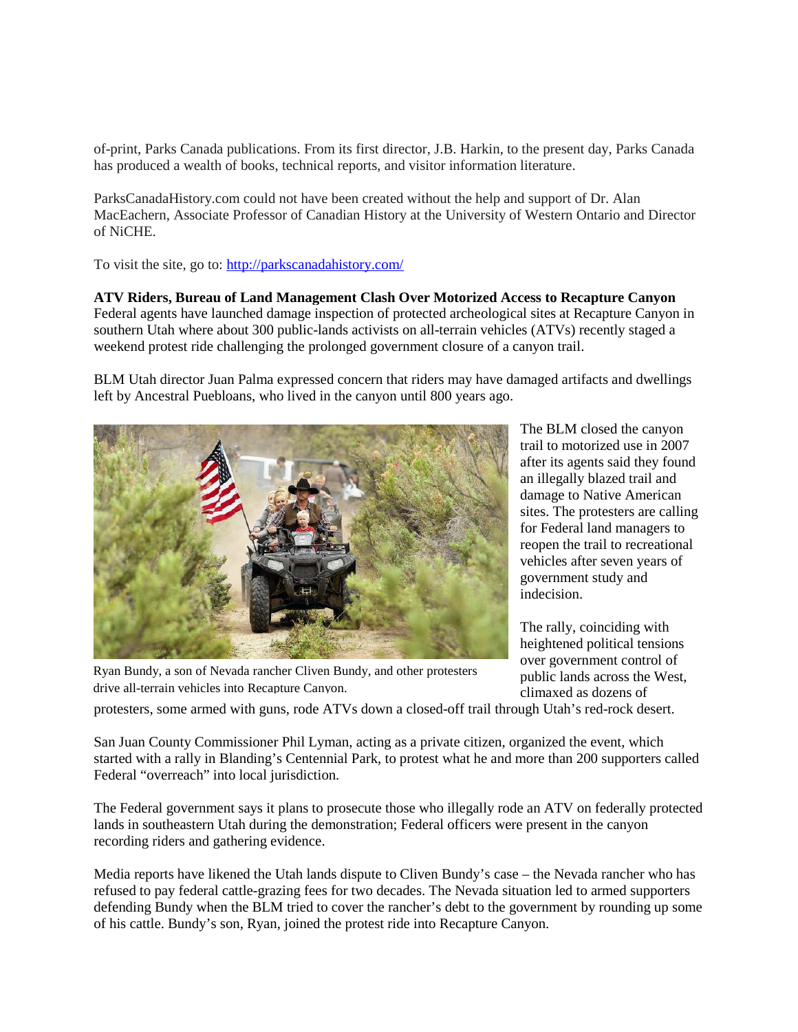of-print, Parks Canada publications. From its first director, J.B. Harkin, to the present day, Parks Canada has produced a wealth of books, technical reports, and visitor information literature.

ParksCanadaHistory.com could not have been created without the help and support of Dr. Alan MacEachern, Associate Professor of Canadian History at the University of Western Ontario and Director of NiCHE.

To visit the site, go to: http://parkscanadahistory.com/

**ATV Riders, Bureau of Land Management Clash Over Motorized Access to Recapture Canyon**

Federal agents have launched damage inspection of protected archeological sites at Recapture Canyon in southern Utah where about 300 public-lands activists on all-terrain vehicles (ATVs) recently staged a weekend protest ride challenging the prolonged government closure of a canyon trail.

BLM Utah director Juan Palma expressed concern that riders may have damaged artifacts and dwellings left by Ancestral Puebloans, who lived in the canyon until 800 years ago.

Ryan Bundy, a son of Nevada rancher Cliven Bundy, and other protesters drive all-terrain vehicles into Recapture Canyon.

The BLM closed the canyon trail to motorized use in 2007 after its agents said they found an illegally blazed trail and damage to Native American sites. The protesters are calling for Federal land managers to reopen the trail to recreational vehicles after seven years of government study and indecision.

The rally, coinciding with heightened political tensions over government control of public lands across the West, climaxed as dozens of protesters, some armed with guns, rode ATVs down a closed-off trail through Utah's red-rock desert.

San Juan County Commissioner Phil Lyman, acting as a private citizen, organized the event, which started with a rally in Blanding's Centennial Park, to protest what he and more than 200 supporters called Federal "overreach" into local jurisdiction.

The Federal government says it plans to prosecute those who illegally rode an ATV on federally protected lands in southeastern Utah during the demonstration; Federal officers were present in the canyon recording riders and gathering evidence.

Media reports have likened the Utah lands dispute to Cliven Bundy's case – the Nevada rancher who has refused to pay federal cattle-grazing fees for two decades. The Nevada situation led to armed supporters defending Bundy when the BLM tried to cover the rancher's debt to the government by rounding up some of his cattle. Bundy's son, Ryan, joined the protest ride into Recapture Canyon.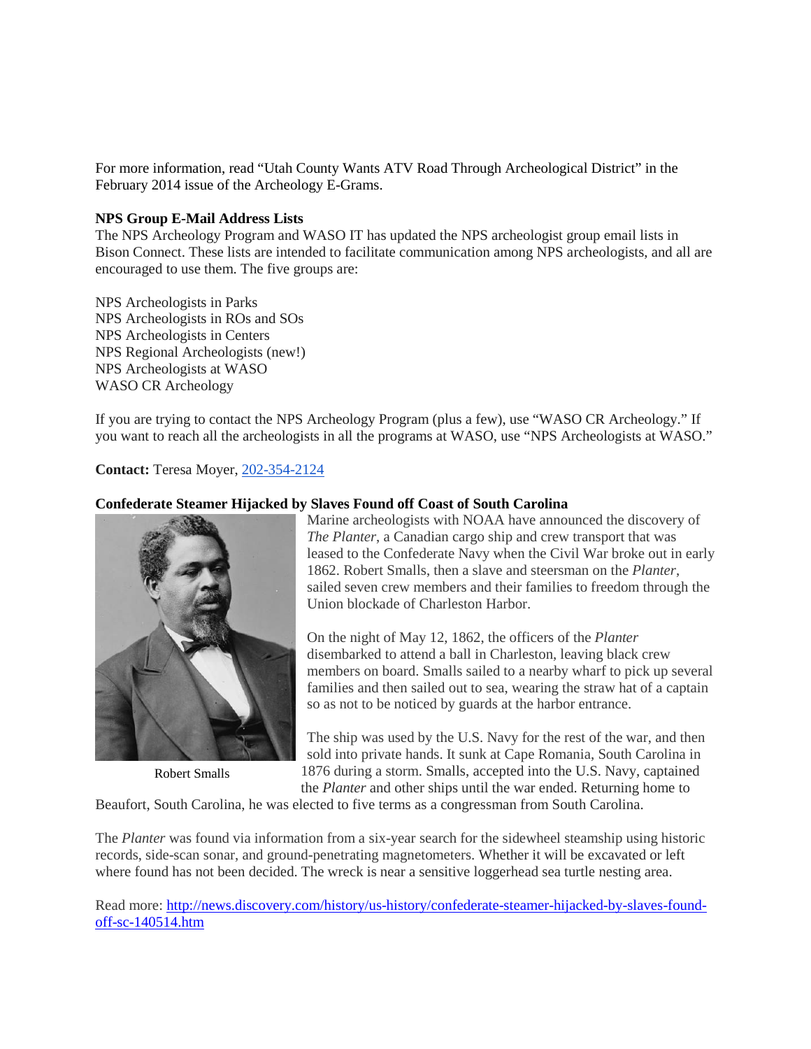For more information, read "Utah County Wants ATV Road Through Archeological District" in the February 2014 issue of the Archeology E-Grams.

**NPS Group E-Mail Address Lists**

The NPS Archeology Program and WASO IT has updated the NPS archeologist group email lists in Bison Connect. These lists are intended to facilitate communication among NPS archeologists, and all are encouraged to use them. The five groups are:

NPS Archeologists in Parks
NPS Archeologists in ROs and SOs
NPS Archeologists in Centers
NPS Regional Archeologists (new!)
NPS Archeologists at WASO
WASO CR Archeology

If you are trying to contact the NPS Archeology Program (plus a few), use "WASO CR Archeology." If you want to reach all the archeologists in all the programs at WASO, use "NPS Archeologists at WASO."

**Contact:** Teresa Moyer, 202-354-2124

**Confederate Steamer Hijacked by Slaves Found off Coast of South Carolina**

Robert Smalls

Marine archeologists with NOAA have announced the discovery of *The Planter*, a Canadian cargo ship and crew transport that was leased to the Confederate Navy when the Civil War broke out in early 1862. Robert Smalls, then a slave and steersman on the *Planter*, sailed seven crew members and their families to freedom through the Union blockade of Charleston Harbor.

On the night of May 12, 1862, the officers of the *Planter* disembarked to attend a ball in Charleston, leaving black crew members on board. Smalls sailed to a nearby wharf to pick up several families and then sailed out to sea, wearing the straw hat of a captain so as not to be noticed by guards at the harbor entrance.

The ship was used by the U.S. Navy for the rest of the war, and then sold into private hands. It sunk at Cape Romania, South Carolina in 1876 during a storm. Smalls, accepted into the U.S. Navy, captained the *Planter* and other ships until the war ended. Returning home to Beaufort, South Carolina, he was elected to five terms as a congressman from South Carolina.

The *Planter* was found via information from a six-year search for the sidewheel steamship using historic records, side-scan sonar, and ground-penetrating magnetometers. Whether it will be excavated or left where found has not been decided. The wreck is near a sensitive loggerhead sea turtle nesting area.

Read more: http://news.discovery.com/history/us-history/confederate-steamer-hijacked-by-slaves-found-off-sc-140514.htm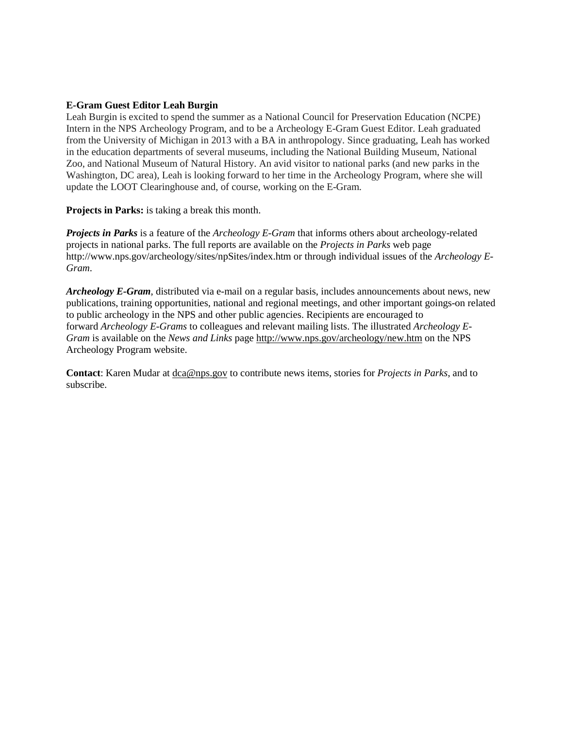**E-Gram Guest Editor Leah Burgin**
Leah Burgin is excited to spend the summer as a National Council for Preservation Education (NCPE) Intern in the NPS Archeology Program, and to be a Archeology E-Gram Guest Editor. Leah graduated from the University of Michigan in 2013 with a BA in anthropology. Since graduating, Leah has worked in the education departments of several museums, including the National Building Museum, National Zoo, and National Museum of Natural History. An avid visitor to national parks (and new parks in the Washington, DC area), Leah is looking forward to her time in the Archeology Program, where she will update the LOOT Clearinghouse and, of course, working on the E-Gram.

**Projects in Parks:** is taking a break this month.

***Projects in Parks*** is a feature of the *Archeology E-Gram* that informs others about archeology-related projects in national parks. The full reports are available on the *Projects in Parks* web page http://www.nps.gov/archeology/sites/npSites/index.htm or through individual issues of the *Archeology E-Gram*.

***Archeology E-Gram***, distributed via e-mail on a regular basis, includes announcements about news, new publications, training opportunities, national and regional meetings, and other important goings-on related to public archeology in the NPS and other public agencies. Recipients are encouraged to forward *Archeology E-Grams* to colleagues and relevant mailing lists. The illustrated *Archeology E-Gram* is available on the *News and Links* page http://www.nps.gov/archeology/new.htm on the NPS Archeology Program website.

**Contact**: Karen Mudar at dca@nps.gov to contribute news items, stories for *Projects in Parks*, and to subscribe.